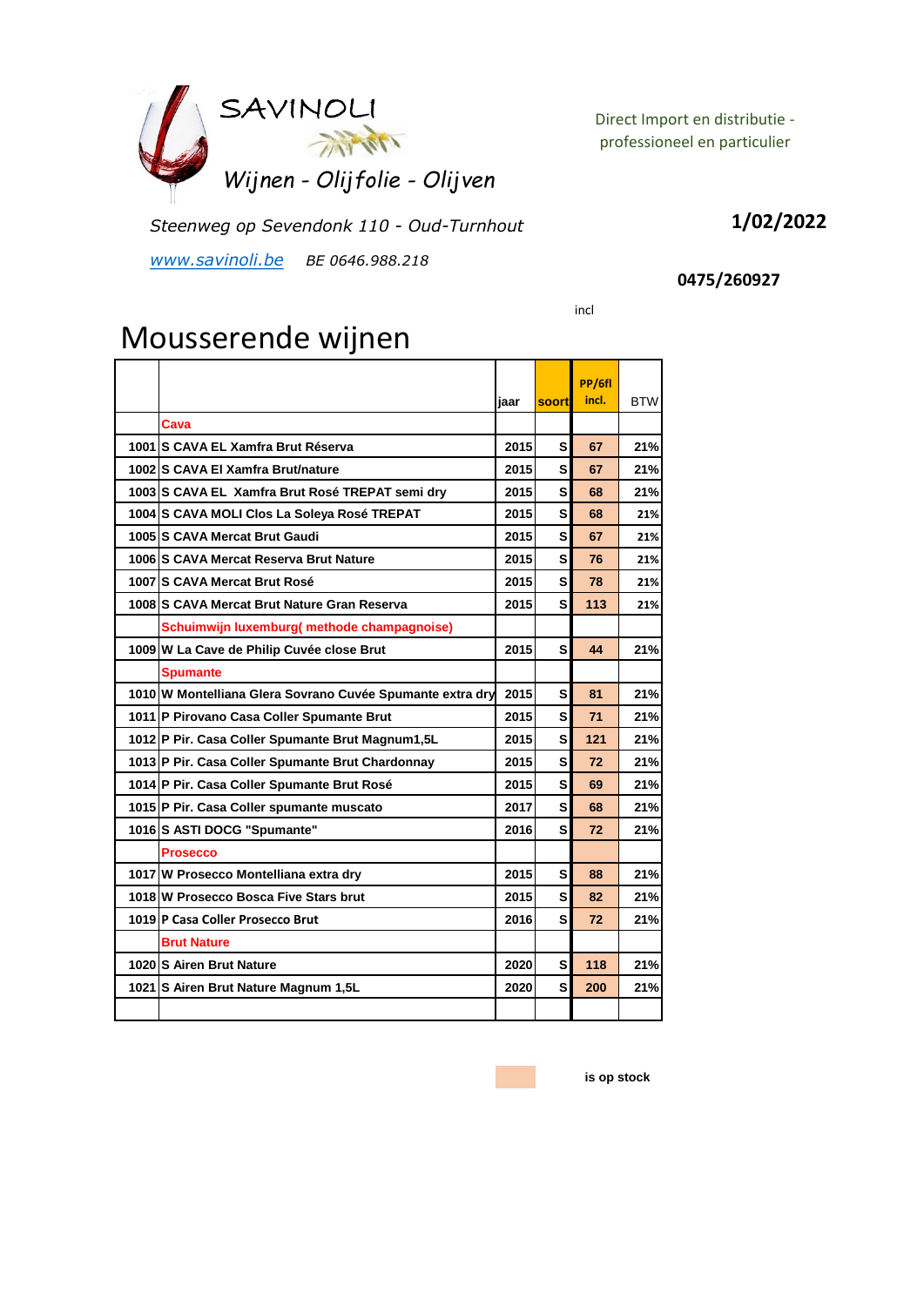SAVINOLI

*Wijnen - Olijfolie - Olijven*

Direct Import en distributie - professioneel en particulier

*Steenweg op Sevendonk 110 - Oud-Turnhout*

**1/02/2022**

*www.savinoli.be* *BE 0646.988.218*

**0475/260927**

incl

# Mousserende wijnen

| | | jaar | soort | PP/6fl incl. | BTW |
|---|---|---|---|---|---|
| | **Cava** | | | | |
| 1001 | S CAVA EL Xamfra Brut Réserva | 2015 | S | 67 | 21% |
| 1002 | S CAVA El Xamfra Brut/nature | 2015 | S | 67 | 21% |
| 1003 | S CAVA EL Xamfra Brut Rosé TREPAT semi dry | 2015 | S | 68 | 21% |
| 1004 | S CAVA MOLI Clos La Soleya Rosé TREPAT | 2015 | S | 68 | 21% |
| 1005 | S CAVA Mercat Brut Gaudi | 2015 | S | 67 | 21% |
| 1006 | S CAVA Mercat Reserva Brut Nature | 2015 | S | 76 | 21% |
| 1007 | S CAVA Mercat Brut Rosé | 2015 | S | 78 | 21% |
| 1008 | S CAVA Mercat Brut Nature Gran Reserva | 2015 | S | 113 | 21% |
| | **Schuimwijn luxemburg( methode champagnoise)** | | | | |
| 1009 | W La Cave de Philip Cuvée close Brut | 2015 | S | 44 | 21% |
| | **Spumante** | | | | |
| 1010 | W Montelliana Glera Sovrano Cuvée Spumante extra dry | 2015 | S | 81 | 21% |
| 1011 | P Pirovano Casa Coller Spumante Brut | 2015 | S | 71 | 21% |
| 1012 | P Pir. Casa Coller Spumante Brut Magnum1,5L | 2015 | S | 121 | 21% |
| 1013 | P Pir. Casa Coller Spumante Brut Chardonnay | 2015 | S | 72 | 21% |
| 1014 | P Pir. Casa Coller Spumante Brut Rosé | 2015 | S | 69 | 21% |
| 1015 | P Pir. Casa Coller spumante muscato | 2017 | S | 68 | 21% |
| 1016 | S ASTI DOCG "Spumante" | 2016 | S | 72 | 21% |
| | **Prosecco** | | | | |
| 1017 | W Prosecco Montelliana extra dry | 2015 | S | 88 | 21% |
| 1018 | W Prosecco Bosca Five Stars brut | 2015 | S | 82 | 21% |
| 1019 | P Casa Coller Prosecco Brut | 2016 | S | 72 | 21% |
| | **Brut Nature** | | | | |
| 1020 | S Airen Brut Nature | 2020 | S | 118 | 21% |
| 1021 | S Airen Brut Nature Magnum 1,5L | 2020 | S | 200 | 21% |
| | | | | | |

**is op stock**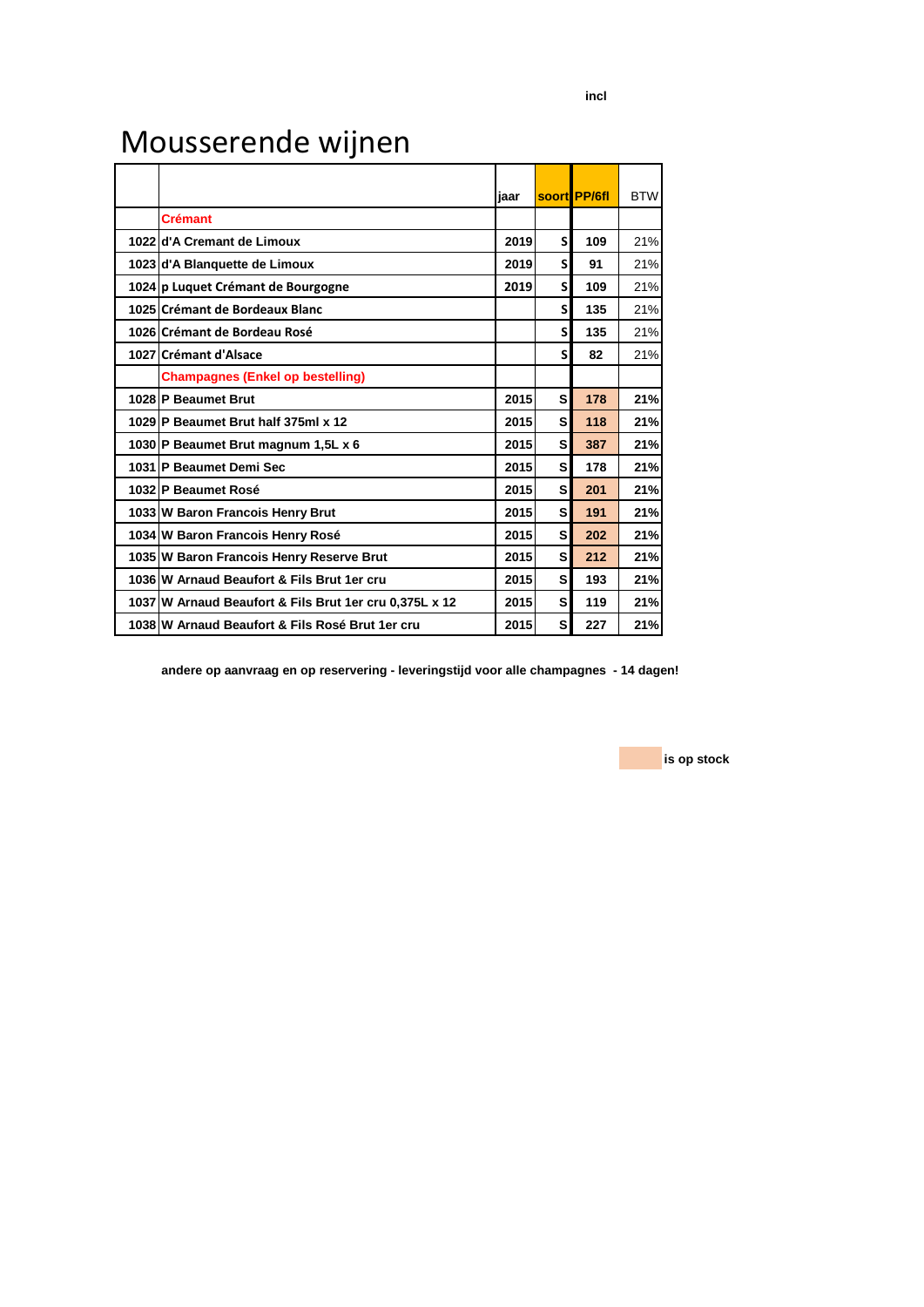incl

# Mousserende wijnen

| | | jaar | soort | PP/6fl | BTW |
|---|---|---|---|---|---|
| | Crémant | | | | |
| 1022 | d'A Cremant de Limoux | 2019 | S | 109 | 21% |
| 1023 | d'A Blanquette de Limoux | 2019 | S | 91 | 21% |
| 1024 | p Luquet Crémant de Bourgogne | 2019 | S | 109 | 21% |
| 1025 | Crémant de Bordeaux Blanc | | S | 135 | 21% |
| 1026 | Crémant de Bordeau Rosé | | S | 135 | 21% |
| 1027 | Crémant d'Alsace | | S | 82 | 21% |
| | Champagnes (Enkel op bestelling) | | | | |
| 1028 | P Beaumet Brut | 2015 | S | 178 | 21% |
| 1029 | P Beaumet Brut half 375ml x 12 | 2015 | S | 118 | 21% |
| 1030 | P Beaumet Brut magnum 1,5L x 6 | 2015 | S | 387 | 21% |
| 1031 | P Beaumet Demi Sec | 2015 | S | 178 | 21% |
| 1032 | P Beaumet Rosé | 2015 | S | 201 | 21% |
| 1033 | W Baron Francois Henry Brut | 2015 | S | 191 | 21% |
| 1034 | W Baron Francois Henry Rosé | 2015 | S | 202 | 21% |
| 1035 | W Baron Francois Henry Reserve Brut | 2015 | S | 212 | 21% |
| 1036 | W Arnaud Beaufort & Fils Brut 1er cru | 2015 | S | 193 | 21% |
| 1037 | W Arnaud Beaufort & Fils Brut 1er cru 0,375L x 12 | 2015 | S | 119 | 21% |
| 1038 | W Arnaud Beaufort & Fils Rosé Brut 1er cru | 2015 | S | 227 | 21% |

**andere op aanvraag en op reservering - leveringstijd voor alle champagnes - 14 dagen!**

**is op stock**